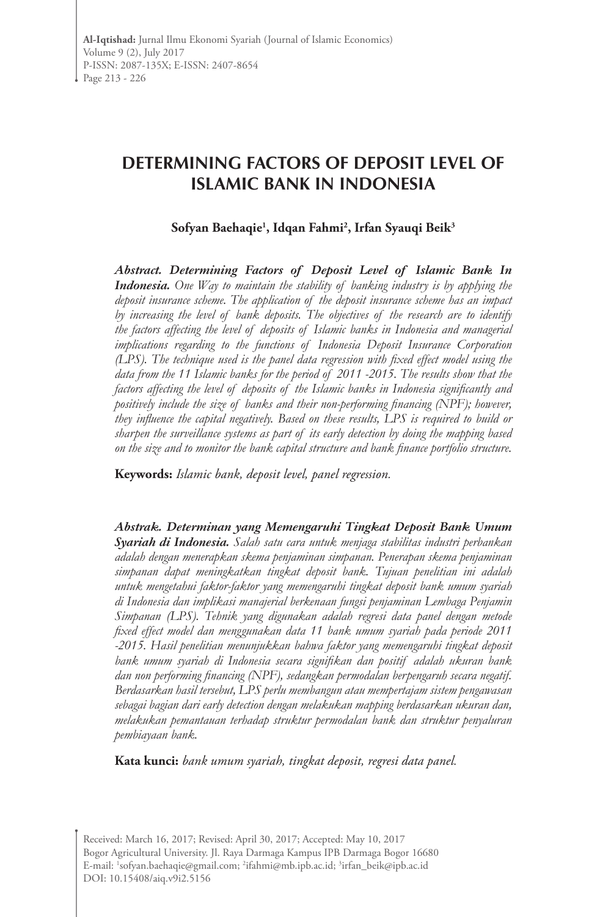# DETERMINING FACTORS OF DEPOSIT LEVEL OF ISLAMIC BANK IN INDONESIA

**Sofyan Baehaqie[1], Idqan Fahmi[2], Irfan Syauqi Beik[3]**

***Abstract. Determining Factors of Deposit Level of Islamic Bank In Indonesia.*** *One Way to maintain the stability of banking industry is by applying the deposit insurance scheme. The application of the deposit insurance scheme has an impact by increasing the level of bank deposits. The objectives of the research are to identify the factors affecting the level of deposits of Islamic banks in Indonesia and managerial implications regarding to the functions of Indonesia Deposit Insurance Corporation (LPS). The technique used is the panel data regression with fixed effect model using the data from the 11 Islamic banks for the period of 2011 -2015. The results show that the factors affecting the level of deposits of the Islamic banks in Indonesia significantly and positively include the size of banks and their non-performing financing (NPF); however, they influence the capital negatively. Based on these results, LPS is required to build or sharpen the surveillance systems as part of its early detection by doing the mapping based on the size and to monitor the bank capital structure and bank finance portfolio structure.*

**Keywords:** *Islamic bank, deposit level, panel regression.*

***Abstrak. Determinan yang Memengaruhi Tingkat Deposit Bank Umum Syariah di Indonesia.*** *Salah satu cara untuk menjaga stabilitas industri perbankan adalah dengan menerapkan skema penjaminan simpanan. Penerapan skema penjaminan simpanan dapat meningkatkan tingkat deposit bank. Tujuan penelitian ini adalah untuk mengetahui faktor-faktor yang memengaruhi tingkat deposit bank umum syariah di Indonesia dan implikasi manajerial berkenaan fungsi penjaminan Lembaga Penjamin Simpanan (LPS). Tehnik yang digunakan adalah regresi data panel dengan metode fixed effect model dan menggunakan data 11 bank umum syariah pada periode 2011 -2015. Hasil penelitian menunjukkan bahwa faktor yang memengaruhi tingkat deposit bank umum syariah di Indonesia secara signifikan dan positif adalah ukuran bank dan non performing financing (NPF), sedangkan permodalan berpengaruh secara negatif. Berdasarkan hasil tersebut, LPS perlu membangun atau mempertajam sistem pengawasan sebagai bagian dari early detection dengan melakukan mapping berdasarkan ukuran dan, melakukan pemantauan terhadap struktur permodalan bank dan struktur penyaluran pembiayaan bank.*

**Kata kunci:** *bank umum syariah, tingkat deposit, regresi data panel.*

Received: March 16, 2017; Revised: April 30, 2017; Accepted: May 10, 2017
Bogor Agricultural University. Jl. Raya Darmaga Kampus IPB Darmaga Bogor 16680
E-mail: [1]sofyan.baehaqie@gmail.com; [2]ifahmi@mb.ipb.ac.id; [3]irfan_beik@ipb.ac.id
DOI: 10.15408/aiq.v9i2.5156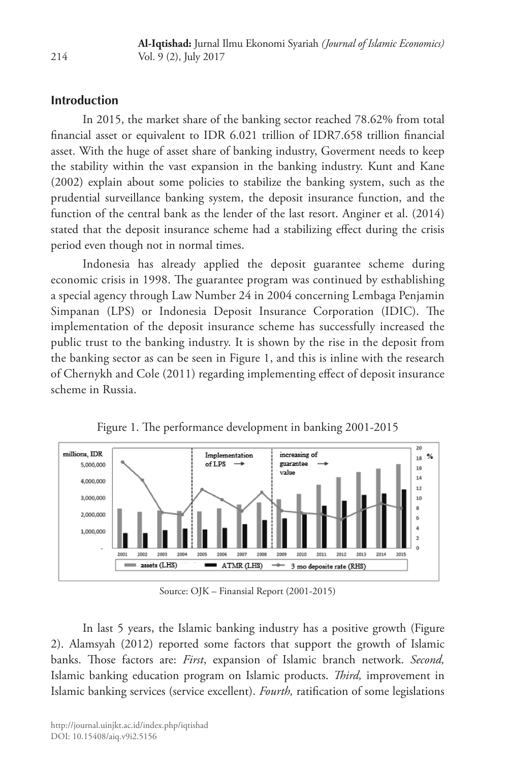## Introduction

In 2015, the market share of the banking sector reached 78.62% from total financial asset or equivalent to IDR 6.021 trillion of IDR7.658 trillion financial asset. With the huge of asset share of banking industry, Goverment needs to keep the stability within the vast expansion in the banking industry. Kunt and Kane (2002) explain about some policies to stabilize the banking system, such as the prudential surveillance banking system, the deposit insurance function, and the function of the central bank as the lender of the last resort. Anginer et al. (2014) stated that the deposit insurance scheme had a stabilizing effect during the crisis period even though not in normal times.

Indonesia has already applied the deposit guarantee scheme during economic crisis in 1998. The guarantee program was continued by esthablishing a special agency through Law Number 24 in 2004 concerning Lembaga Penjamin Simpanan (LPS) or Indonesia Deposit Insurance Corporation (IDIC). The implementation of the deposit insurance scheme has successfully increased the public trust to the banking industry. It is shown by the rise in the deposit from the banking sector as can be seen in Figure 1, and this is inline with the research of Chernykh and Cole (2011) regarding implementing effect of deposit insurance scheme in Russia.

Figure 1. The performance development in banking 2001-2015

millions, IDR
5,000,000
4,000,000
3,000,000
2,000,000
1,000,000
-
Implementation of LPS →
increasing of guarantee value →
%
20
18
16
14
12
10
8
6
4
2
0
2001 2002 2003 2004 2005 2006 2007 2008 2009 2010 2011 2012 2013 2014 2015
assets (LHS)
ATMR (LHS)
3 mo deposite rate (RHS)

Source: OJK – Finansial Report (2001-2015)

In last 5 years, the Islamic banking industry has a positive growth (Figure 2). Alamsyah (2012) reported some factors that support the growth of Islamic banks. Those factors are: *First*, expansion of Islamic branch network. *Second,* Islamic banking education program on Islamic products. *Third,* improvement in Islamic banking services (service excellent). *Fourth,* ratification of some legislations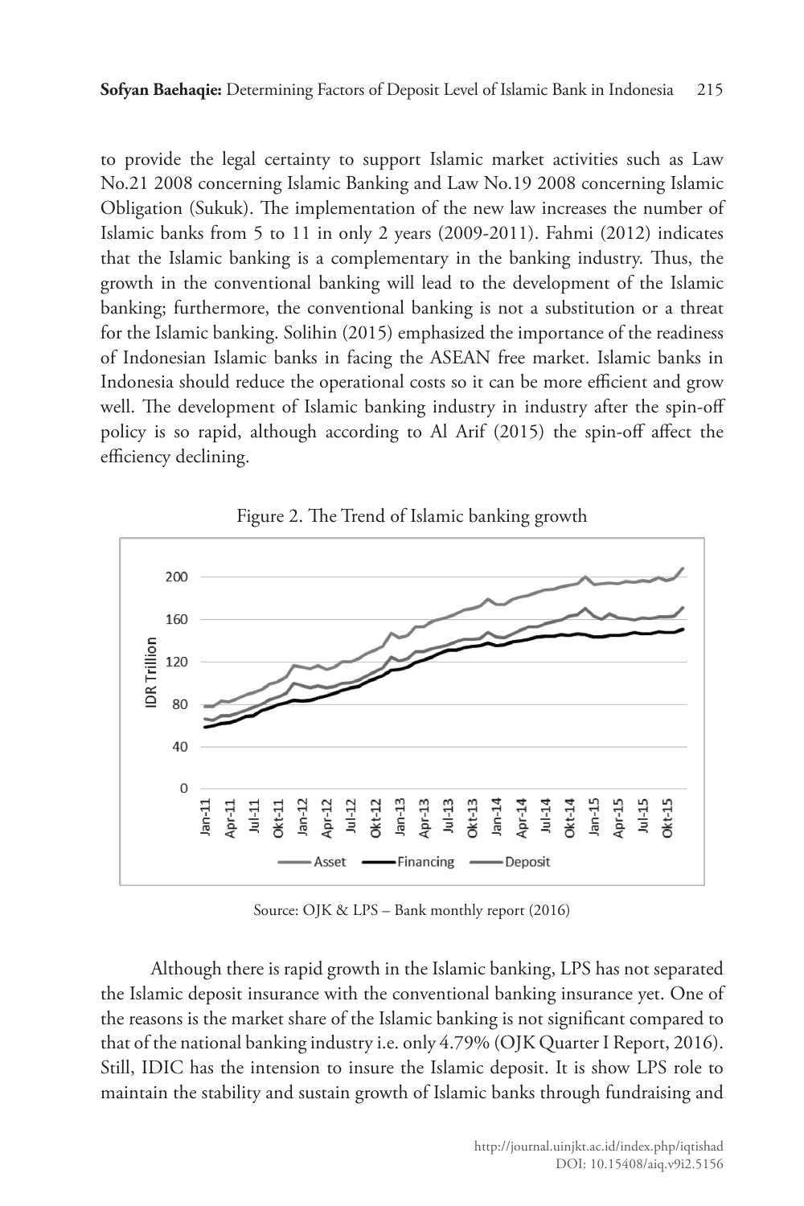to provide the legal certainty to support Islamic market activities such as Law No.21 2008 concerning Islamic Banking and Law No.19 2008 concerning Islamic Obligation (Sukuk). The implementation of the new law increases the number of Islamic banks from 5 to 11 in only 2 years (2009-2011). Fahmi (2012) indicates that the Islamic banking is a complementary in the banking industry. Thus, the growth in the conventional banking will lead to the development of the Islamic banking; furthermore, the conventional banking is not a substitution or a threat for the Islamic banking. Solihin (2015) emphasized the importance of the readiness of Indonesian Islamic banks in facing the ASEAN free market. Islamic banks in Indonesia should reduce the operational costs so it can be more efficient and grow well. The development of Islamic banking industry in industry after the spin-off policy is so rapid, although according to Al Arif (2015) the spin-off affect the efficiency declining.

Figure 2. The Trend of Islamic banking growth

IDR Trillion

200
160
120
80
40
0

Jan-11, Apr-11, Jul-11, Okt-11, Jan-12, Apr-12, Jul-12, Okt-12, Jan-13, Apr-13, Jul-13, Okt-13, Jan-14, Apr-14, Jul-14, Okt-14, Jan-15, Apr-15, Jul-15, Okt-15

Asset — Financing — Deposit

Source: OJK & LPS – Bank monthly report (2016)

Although there is rapid growth in the Islamic banking, LPS has not separated the Islamic deposit insurance with the conventional banking insurance yet. One of the reasons is the market share of the Islamic banking is not significant compared to that of the national banking industry i.e. only 4.79% (OJK Quarter I Report, 2016). Still, IDIC has the intension to insure the Islamic deposit. It is show LPS role to maintain the stability and sustain growth of Islamic banks through fundraising and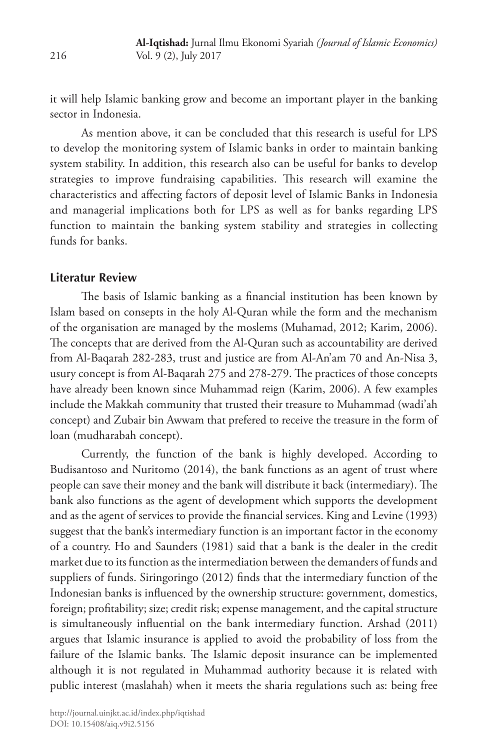it will help Islamic banking grow and become an important player in the banking sector in Indonesia.

As mention above, it can be concluded that this research is useful for LPS to develop the monitoring system of Islamic banks in order to maintain banking system stability. In addition, this research also can be useful for banks to develop strategies to improve fundraising capabilities. This research will examine the characteristics and affecting factors of deposit level of Islamic Banks in Indonesia and managerial implications both for LPS as well as for banks regarding LPS function to maintain the banking system stability and strategies in collecting funds for banks.

## Literatur Review

The basis of Islamic banking as a financial institution has been known by Islam based on consepts in the holy Al-Quran while the form and the mechanism of the organisation are managed by the moslems (Muhamad, 2012; Karim, 2006). The concepts that are derived from the Al-Quran such as accountability are derived from Al-Baqarah 282-283, trust and justice are from Al-An'am 70 and An-Nisa 3, usury concept is from Al-Baqarah 275 and 278-279. The practices of those concepts have already been known since Muhammad reign (Karim, 2006). A few examples include the Makkah community that trusted their treasure to Muhammad (wadi'ah concept) and Zubair bin Awwam that prefered to receive the treasure in the form of loan (mudharabah concept).

Currently, the function of the bank is highly developed. According to Budisantoso and Nuritomo (2014), the bank functions as an agent of trust where people can save their money and the bank will distribute it back (intermediary). The bank also functions as the agent of development which supports the development and as the agent of services to provide the financial services. King and Levine (1993) suggest that the bank's intermediary function is an important factor in the economy of a country. Ho and Saunders (1981) said that a bank is the dealer in the credit market due to its function as the intermediation between the demanders of funds and suppliers of funds. Siringoringo (2012) finds that the intermediary function of the Indonesian banks is influenced by the ownership structure: government, domestics, foreign; profitability; size; credit risk; expense management, and the capital structure is simultaneously influential on the bank intermediary function. Arshad (2011) argues that Islamic insurance is applied to avoid the probability of loss from the failure of the Islamic banks. The Islamic deposit insurance can be implemented although it is not regulated in Muhammad authority because it is related with public interest (maslahah) when it meets the sharia regulations such as: being free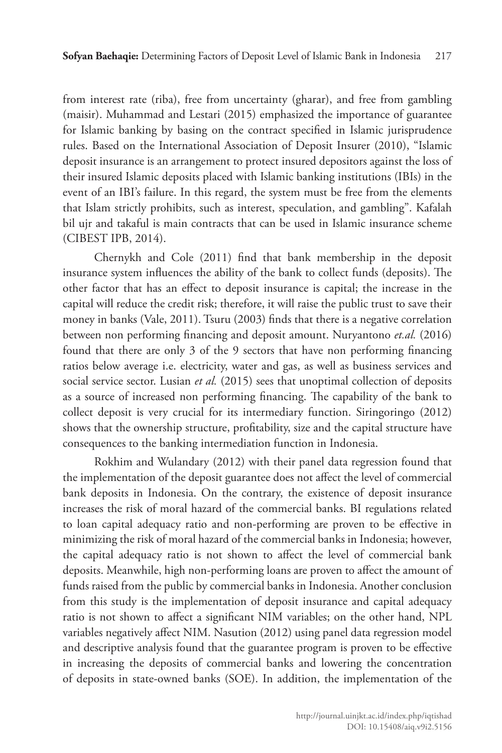from interest rate (riba), free from uncertainty (gharar), and free from gambling (maisir). Muhammad and Lestari (2015) emphasized the importance of guarantee for Islamic banking by basing on the contract specified in Islamic jurisprudence rules. Based on the International Association of Deposit Insurer (2010), "Islamic deposit insurance is an arrangement to protect insured depositors against the loss of their insured Islamic deposits placed with Islamic banking institutions (IBIs) in the event of an IBI's failure. In this regard, the system must be free from the elements that Islam strictly prohibits, such as interest, speculation, and gambling". Kafalah bil ujr and takaful is main contracts that can be used in Islamic insurance scheme (CIBEST IPB, 2014).

Chernykh and Cole (2011) find that bank membership in the deposit insurance system influences the ability of the bank to collect funds (deposits). The other factor that has an effect to deposit insurance is capital; the increase in the capital will reduce the credit risk; therefore, it will raise the public trust to save their money in banks (Vale, 2011). Tsuru (2003) finds that there is a negative correlation between non performing financing and deposit amount. Nuryantono *et.al.* (2016) found that there are only 3 of the 9 sectors that have non performing financing ratios below average i.e. electricity, water and gas, as well as business services and social service sector. Lusian *et al.* (2015) sees that unoptimal collection of deposits as a source of increased non performing financing. The capability of the bank to collect deposit is very crucial for its intermediary function. Siringoringo (2012) shows that the ownership structure, profitability, size and the capital structure have consequences to the banking intermediation function in Indonesia.

Rokhim and Wulandary (2012) with their panel data regression found that the implementation of the deposit guarantee does not affect the level of commercial bank deposits in Indonesia. On the contrary, the existence of deposit insurance increases the risk of moral hazard of the commercial banks. BI regulations related to loan capital adequacy ratio and non-performing are proven to be effective in minimizing the risk of moral hazard of the commercial banks in Indonesia; however, the capital adequacy ratio is not shown to affect the level of commercial bank deposits. Meanwhile, high non-performing loans are proven to affect the amount of funds raised from the public by commercial banks in Indonesia. Another conclusion from this study is the implementation of deposit insurance and capital adequacy ratio is not shown to affect a significant NIM variables; on the other hand, NPL variables negatively affect NIM. Nasution (2012) using panel data regression model and descriptive analysis found that the guarantee program is proven to be effective in increasing the deposits of commercial banks and lowering the concentration of deposits in state-owned banks (SOE). In addition, the implementation of the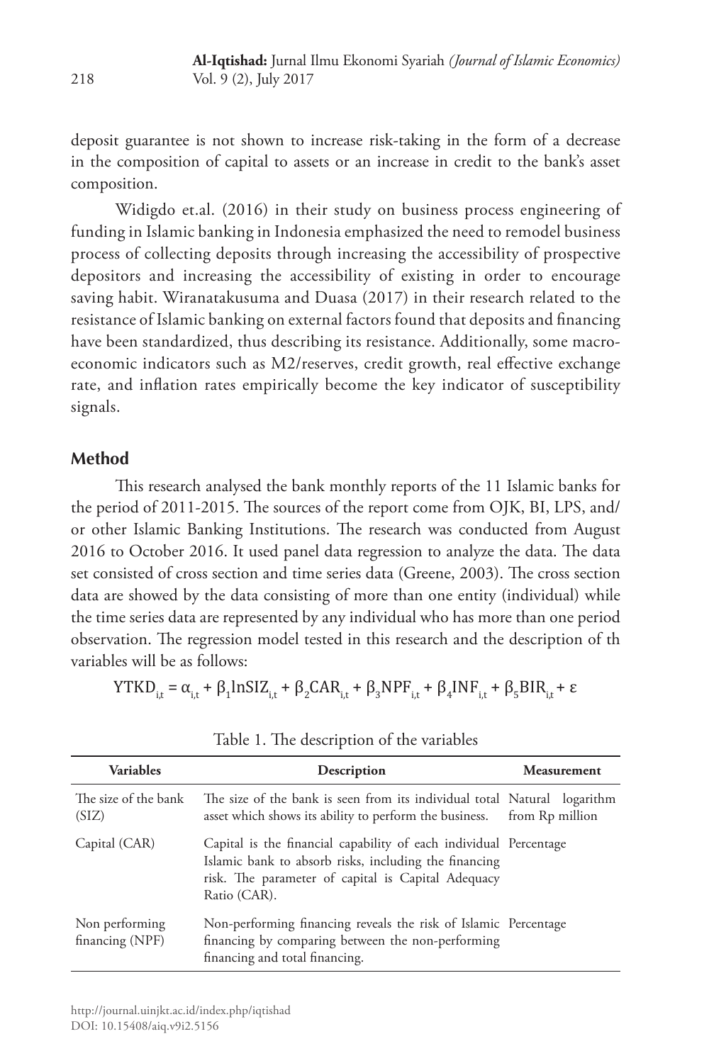deposit guarantee is not shown to increase risk-taking in the form of a decrease in the composition of capital to assets or an increase in credit to the bank's asset composition.

Widigdo et.al. (2016) in their study on business process engineering of funding in Islamic banking in Indonesia emphasized the need to remodel business process of collecting deposits through increasing the accessibility of prospective depositors and increasing the accessibility of existing in order to encourage saving habit. Wiranatakusuma and Duasa (2017) in their research related to the resistance of Islamic banking on external factors found that deposits and financing have been standardized, thus describing its resistance. Additionally, some macroeconomic indicators such as M2/reserves, credit growth, real effective exchange rate, and inflation rates empirically become the key indicator of susceptibility signals.

## Method

This research analysed the bank monthly reports of the 11 Islamic banks for the period of 2011-2015. The sources of the report come from OJK, BI, LPS, and/or other Islamic Banking Institutions. The research was conducted from August 2016 to October 2016. It used panel data regression to analyze the data. The data set consisted of cross section and time series data (Greene, 2003). The cross section data are showed by the data consisting of more than one entity (individual) while the time series data are represented by any individual who has more than one period observation. The regression model tested in this research and the description of th variables will be as follows:

$$YTKD_{i,t} = \alpha_{i,t} + \beta_1 \ln SIZ_{i,t} + \beta_2 CAR_{i,t} + \beta_3 NPF_{i,t} + \beta_4 INF_{i,t} + \beta_5 BIR_{i,t} + \varepsilon$$

Table 1. The description of the variables

| Variables | Description | Measurement |
|---|---|---|
| The size of the bank (SIZ) | The size of the bank is seen from its individual total asset which shows its ability to perform the business. | Natural logarithm from Rp million |
| Capital (CAR) | Capital is the financial capability of each individual Islamic bank to absorb risks, including the financing risk. The parameter of capital is Capital Adequacy Ratio (CAR). | Percentage |
| Non performing financing (NPF) | Non-performing financing reveals the risk of Islamic financing by comparing between the non-performing financing and total financing. | Percentage |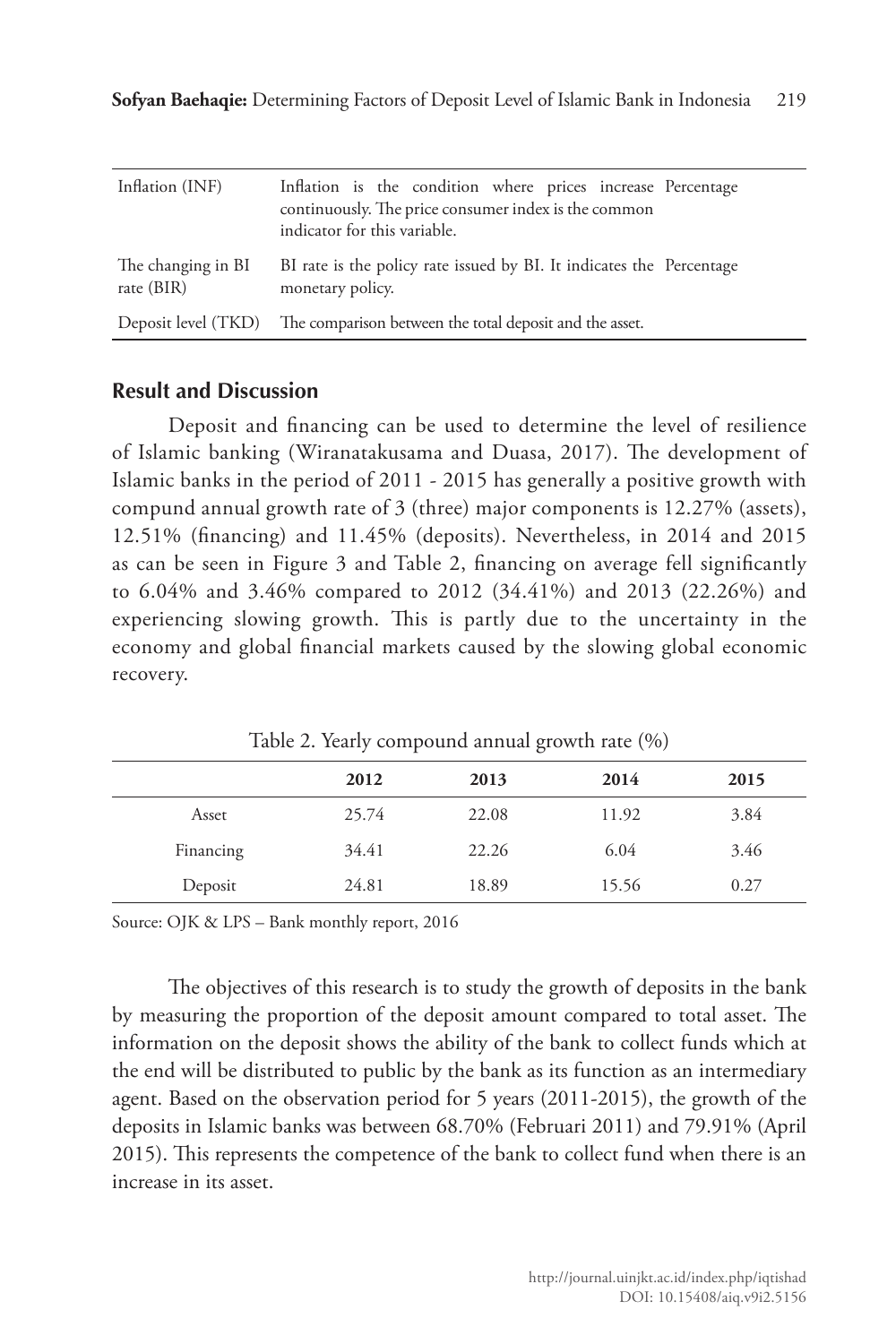| | | |
|---|---|---|
| Inflation (INF) | Inflation is the condition where prices increase continuously. The price consumer index is the common indicator for this variable. | Percentage |
| The changing in BI rate (BIR) | BI rate is the policy rate issued by BI. It indicates the monetary policy. | Percentage |
| Deposit level (TKD) | The comparison between the total deposit and the asset. | |

## Result and Discussion

Deposit and financing can be used to determine the level of resilience of Islamic banking (Wiranatakusama and Duasa, 2017). The development of Islamic banks in the period of 2011 - 2015 has generally a positive growth with compund annual growth rate of 3 (three) major components is 12.27% (assets), 12.51% (financing) and 11.45% (deposits). Nevertheless, in 2014 and 2015 as can be seen in Figure 3 and Table 2, financing on average fell significantly to 6.04% and 3.46% compared to 2012 (34.41%) and 2013 (22.26%) and experiencing slowing growth. This is partly due to the uncertainty in the economy and global financial markets caused by the slowing global economic recovery.

Table 2. Yearly compound annual growth rate (%)

| | 2012 | 2013 | 2014 | 2015 |
|---|---|---|---|---|
| Asset | 25.74 | 22.08 | 11.92 | 3.84 |
| Financing | 34.41 | 22.26 | 6.04 | 3.46 |
| Deposit | 24.81 | 18.89 | 15.56 | 0.27 |

Source: OJK & LPS – Bank monthly report, 2016

The objectives of this research is to study the growth of deposits in the bank by measuring the proportion of the deposit amount compared to total asset. The information on the deposit shows the ability of the bank to collect funds which at the end will be distributed to public by the bank as its function as an intermediary agent. Based on the observation period for 5 years (2011-2015), the growth of the deposits in Islamic banks was between 68.70% (Februari 2011) and 79.91% (April 2015). This represents the competence of the bank to collect fund when there is an increase in its asset.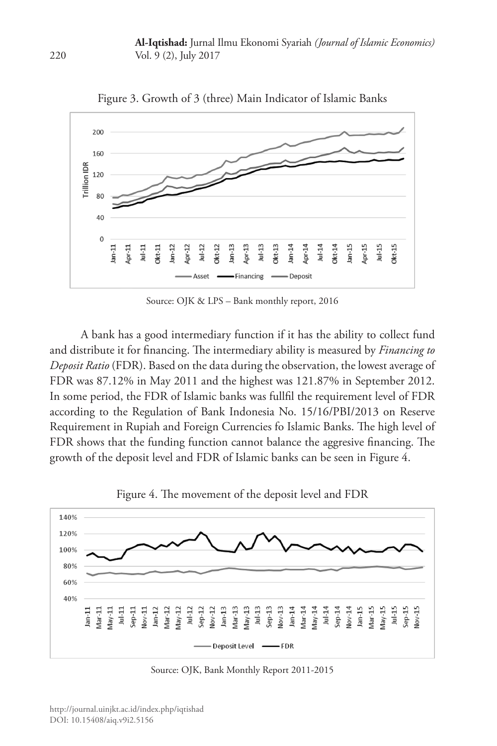Figure 3. Growth of 3 (three) Main Indicator of Islamic Banks

Source: OJK & LPS – Bank monthly report, 2016

A bank has a good intermediary function if it has the ability to collect fund and distribute it for financing. The intermediary ability is measured by *Financing to Deposit Ratio* (FDR). Based on the data during the observation, the lowest average of FDR was 87.12% in May 2011 and the highest was 121.87% in September 2012. In some period, the FDR of Islamic banks was fullfil the requirement level of FDR according to the Regulation of Bank Indonesia No. 15/16/PBI/2013 on Reserve Requirement in Rupiah and Foreign Currencies fo Islamic Banks. The high level of FDR shows that the funding function cannot balance the aggresive financing. The growth of the deposit level and FDR of Islamic banks can be seen in Figure 4.

Figure 4. The movement of the deposit level and FDR

Source: OJK, Bank Monthly Report 2011-2015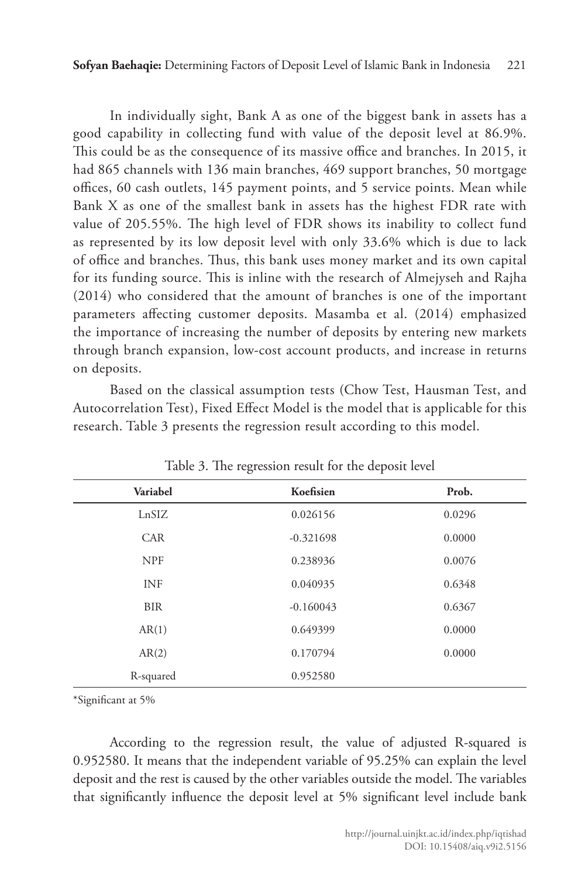In individually sight, Bank A as one of the biggest bank in assets has a good capability in collecting fund with value of the deposit level at 86.9%. This could be as the consequence of its massive office and branches. In 2015, it had 865 channels with 136 main branches, 469 support branches, 50 mortgage offices, 60 cash outlets, 145 payment points, and 5 service points. Mean while Bank X as one of the smallest bank in assets has the highest FDR rate with value of 205.55%. The high level of FDR shows its inability to collect fund as represented by its low deposit level with only 33.6% which is due to lack of office and branches. Thus, this bank uses money market and its own capital for its funding source. This is inline with the research of Almejyseh and Rajha (2014) who considered that the amount of branches is one of the important parameters affecting customer deposits. Masamba et al. (2014) emphasized the importance of increasing the number of deposits by entering new markets through branch expansion, low-cost account products, and increase in returns on deposits.

Based on the classical assumption tests (Chow Test, Hausman Test, and Autocorrelation Test), Fixed Effect Model is the model that is applicable for this research. Table 3 presents the regression result according to this model.

Table 3. The regression result for the deposit level

| Variabel | Koefisien | Prob. |
|---|---|---|
| LnSIZ | 0.026156 | 0.0296 |
| CAR | -0.321698 | 0.0000 |
| NPF | 0.238936 | 0.0076 |
| INF | 0.040935 | 0.6348 |
| BIR | -0.160043 | 0.6367 |
| AR(1) | 0.649399 | 0.0000 |
| AR(2) | 0.170794 | 0.0000 |
| R-squared | 0.952580 | |

*Significant at 5%

According to the regression result, the value of adjusted R-squared is 0.952580. It means that the independent variable of 95.25% can explain the level deposit and the rest is caused by the other variables outside the model. The variables that significantly influence the deposit level at 5% significant level include bank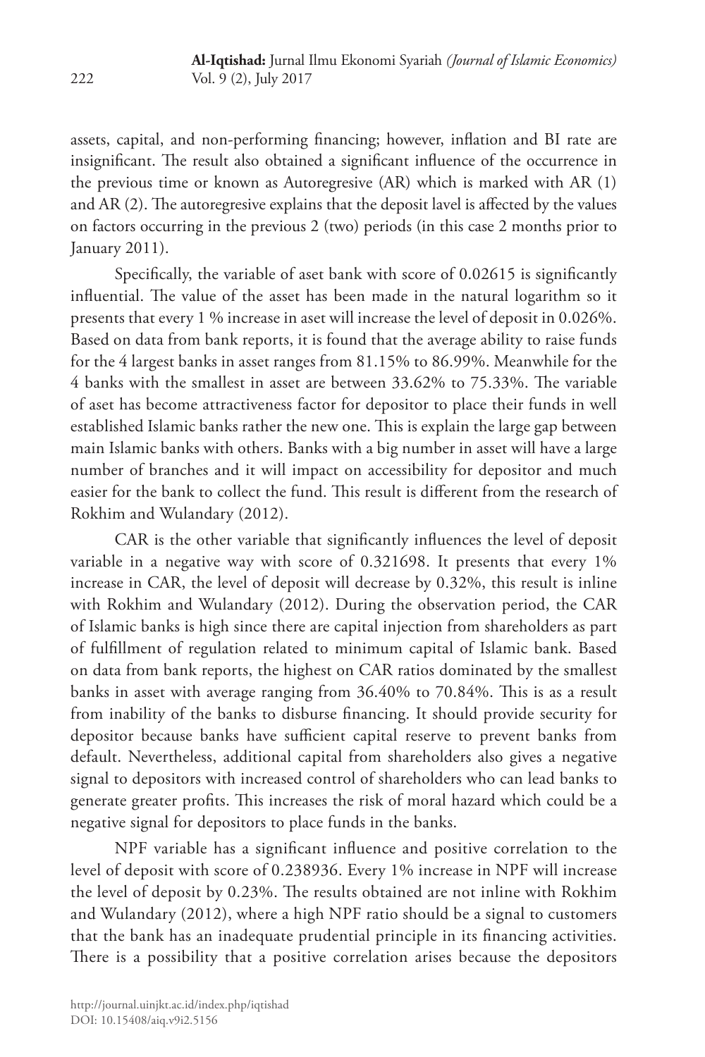assets, capital, and non-performing financing; however, inflation and BI rate are insignificant. The result also obtained a significant influence of the occurrence in the previous time or known as Autoregresive (AR) which is marked with AR (1) and AR (2). The autoregresive explains that the deposit lavel is affected by the values on factors occurring in the previous 2 (two) periods (in this case 2 months prior to January 2011).

Specifically, the variable of aset bank with score of 0.02615 is significantly influential. The value of the asset has been made in the natural logarithm so it presents that every 1 % increase in aset will increase the level of deposit in 0.026%. Based on data from bank reports, it is found that the average ability to raise funds for the 4 largest banks in asset ranges from 81.15% to 86.99%. Meanwhile for the 4 banks with the smallest in asset are between 33.62% to 75.33%. The variable of aset has become attractiveness factor for depositor to place their funds in well established Islamic banks rather the new one. This is explain the large gap between main Islamic banks with others. Banks with a big number in asset will have a large number of branches and it will impact on accessibility for depositor and much easier for the bank to collect the fund. This result is different from the research of Rokhim and Wulandary (2012).

CAR is the other variable that significantly influences the level of deposit variable in a negative way with score of 0.321698. It presents that every 1% increase in CAR, the level of deposit will decrease by 0.32%, this result is inline with Rokhim and Wulandary (2012). During the observation period, the CAR of Islamic banks is high since there are capital injection from shareholders as part of fulfillment of regulation related to minimum capital of Islamic bank. Based on data from bank reports, the highest on CAR ratios dominated by the smallest banks in asset with average ranging from 36.40% to 70.84%. This is as a result from inability of the banks to disburse financing. It should provide security for depositor because banks have sufficient capital reserve to prevent banks from default. Nevertheless, additional capital from shareholders also gives a negative signal to depositors with increased control of shareholders who can lead banks to generate greater profits. This increases the risk of moral hazard which could be a negative signal for depositors to place funds in the banks.

NPF variable has a significant influence and positive correlation to the level of deposit with score of 0.238936. Every 1% increase in NPF will increase the level of deposit by 0.23%. The results obtained are not inline with Rokhim and Wulandary (2012), where a high NPF ratio should be a signal to customers that the bank has an inadequate prudential principle in its financing activities. There is a possibility that a positive correlation arises because the depositors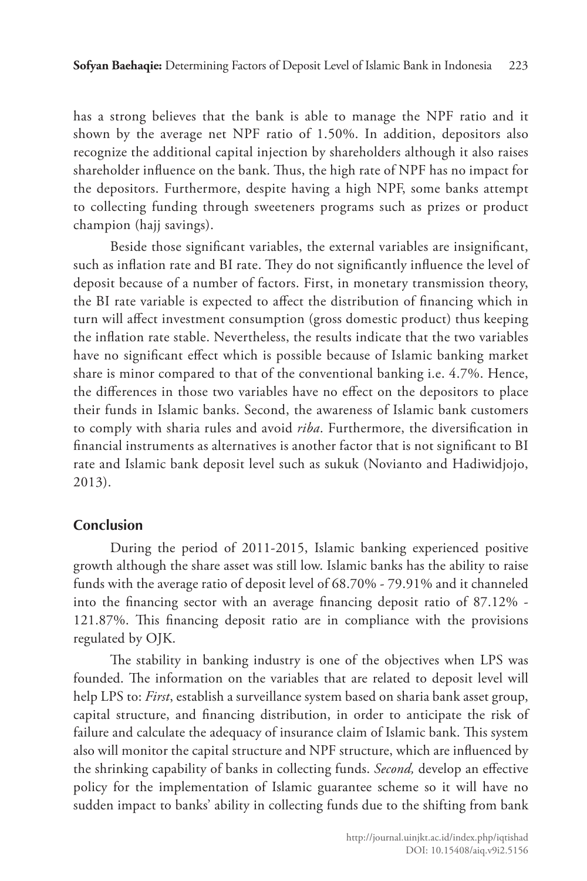has a strong believes that the bank is able to manage the NPF ratio and it shown by the average net NPF ratio of 1.50%. In addition, depositors also recognize the additional capital injection by shareholders although it also raises shareholder influence on the bank. Thus, the high rate of NPF has no impact for the depositors. Furthermore, despite having a high NPF, some banks attempt to collecting funding through sweeteners programs such as prizes or product champion (hajj savings).

Beside those significant variables, the external variables are insignificant, such as inflation rate and BI rate. They do not significantly influence the level of deposit because of a number of factors. First, in monetary transmission theory, the BI rate variable is expected to affect the distribution of financing which in turn will affect investment consumption (gross domestic product) thus keeping the inflation rate stable. Nevertheless, the results indicate that the two variables have no significant effect which is possible because of Islamic banking market share is minor compared to that of the conventional banking i.e. 4.7%. Hence, the differences in those two variables have no effect on the depositors to place their funds in Islamic banks. Second, the awareness of Islamic bank customers to comply with sharia rules and avoid *riba*. Furthermore, the diversification in financial instruments as alternatives is another factor that is not significant to BI rate and Islamic bank deposit level such as sukuk (Novianto and Hadiwidjojo, 2013).

## Conclusion

During the period of 2011-2015, Islamic banking experienced positive growth although the share asset was still low. Islamic banks has the ability to raise funds with the average ratio of deposit level of 68.70% - 79.91% and it channeled into the financing sector with an average financing deposit ratio of 87.12% - 121.87%. This financing deposit ratio are in compliance with the provisions regulated by OJK.

The stability in banking industry is one of the objectives when LPS was founded. The information on the variables that are related to deposit level will help LPS to: *First*, establish a surveillance system based on sharia bank asset group, capital structure, and financing distribution, in order to anticipate the risk of failure and calculate the adequacy of insurance claim of Islamic bank. This system also will monitor the capital structure and NPF structure, which are influenced by the shrinking capability of banks in collecting funds. *Second,* develop an effective policy for the implementation of Islamic guarantee scheme so it will have no sudden impact to banks' ability in collecting funds due to the shifting from bank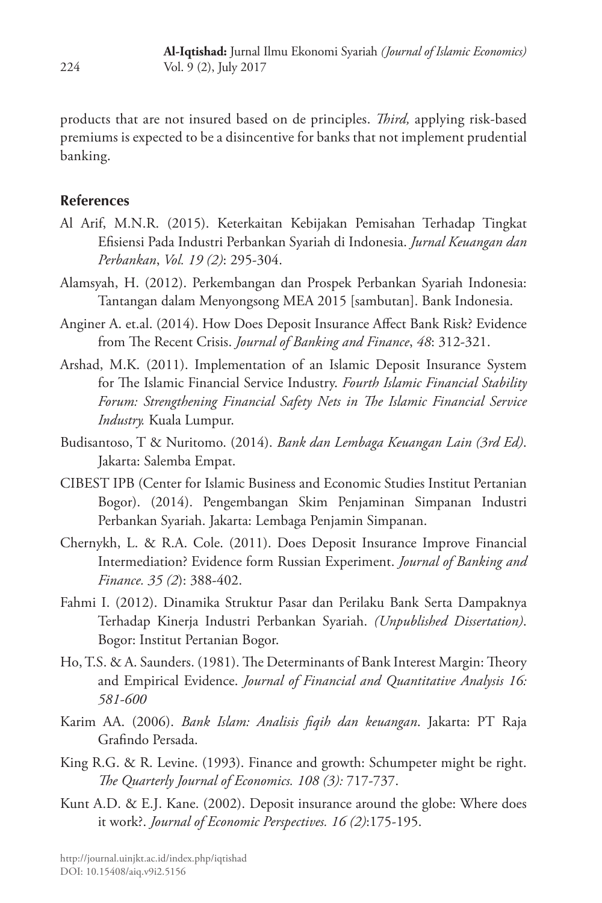products that are not insured based on de principles. *Third,* applying risk-based premiums is expected to be a disincentive for banks that not implement prudential banking.

## References

Al Arif, M.N.R. (2015). Keterkaitan Kebijakan Pemisahan Terhadap Tingkat Efisiensi Pada Industri Perbankan Syariah di Indonesia. *Jurnal Keuangan dan Perbankan*, *Vol. 19 (2)*: 295-304.

Alamsyah, H. (2012). Perkembangan dan Prospek Perbankan Syariah Indonesia: Tantangan dalam Menyongsong MEA 2015 [sambutan]. Bank Indonesia.

Anginer A. et.al. (2014). How Does Deposit Insurance Affect Bank Risk? Evidence from The Recent Crisis. *Journal of Banking and Finance*, *48*: 312-321.

Arshad, M.K. (2011). Implementation of an Islamic Deposit Insurance System for The Islamic Financial Service Industry. *Fourth Islamic Financial Stability Forum: Strengthening Financial Safety Nets in The Islamic Financial Service Industry.* Kuala Lumpur.

Budisantoso, T & Nuritomo. (2014). *Bank dan Lembaga Keuangan Lain (3rd Ed)*. Jakarta: Salemba Empat.

CIBEST IPB (Center for Islamic Business and Economic Studies Institut Pertanian Bogor). (2014). Pengembangan Skim Penjaminan Simpanan Industri Perbankan Syariah. Jakarta: Lembaga Penjamin Simpanan.

Chernykh, L. & R.A. Cole. (2011). Does Deposit Insurance Improve Financial Intermediation? Evidence form Russian Experiment. *Journal of Banking and Finance. 35 (2*): 388-402.

Fahmi I. (2012). Dinamika Struktur Pasar dan Perilaku Bank Serta Dampaknya Terhadap Kinerja Industri Perbankan Syariah. *(Unpublished Dissertation)*. Bogor: Institut Pertanian Bogor.

Ho, T.S. & A. Saunders. (1981). The Determinants of Bank Interest Margin: Theory and Empirical Evidence. *Journal of Financial and Quantitative Analysis 16: 581-600*

Karim AA. (2006). *Bank Islam: Analisis fiqih dan keuangan*. Jakarta: PT Raja Grafindo Persada.

King R.G. & R. Levine. (1993). Finance and growth: Schumpeter might be right. *The Quarterly Journal of Economics. 108 (3):* 717-737.

Kunt A.D. & E.J. Kane. (2002). Deposit insurance around the globe: Where does it work?. *Journal of Economic Perspectives. 16 (2)*:175-195.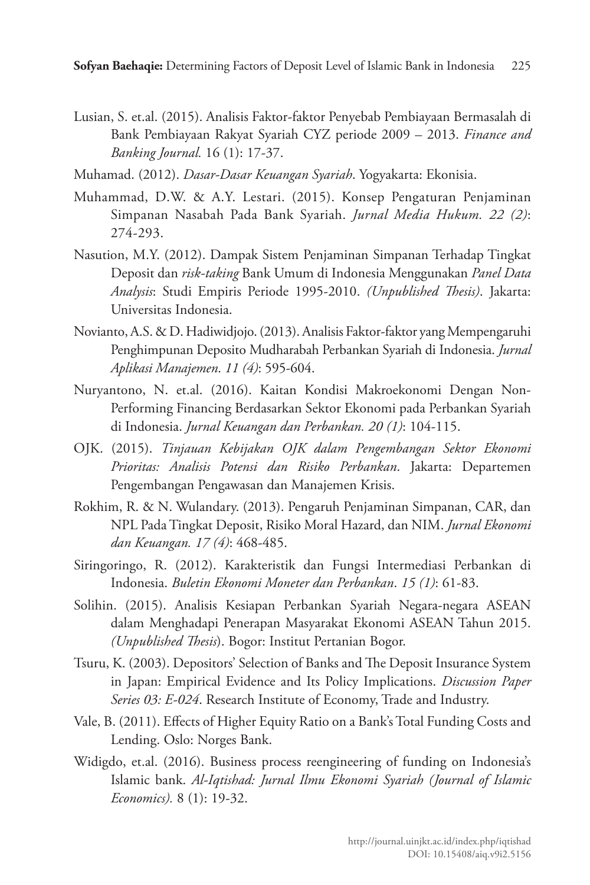Lusian, S. et.al. (2015). Analisis Faktor-faktor Penyebab Pembiayaan Bermasalah di Bank Pembiayaan Rakyat Syariah CYZ periode 2009 – 2013. *Finance and Banking Journal.* 16 (1): 17-37.

Muhamad. (2012). *Dasar-Dasar Keuangan Syariah*. Yogyakarta: Ekonisia.

Muhammad, D.W. & A.Y. Lestari. (2015). Konsep Pengaturan Penjaminan Simpanan Nasabah Pada Bank Syariah. *Jurnal Media Hukum. 22 (2)*: 274-293.

Nasution, M.Y. (2012). Dampak Sistem Penjaminan Simpanan Terhadap Tingkat Deposit dan *risk-taking* Bank Umum di Indonesia Menggunakan *Panel Data Analysis*: Studi Empiris Periode 1995-2010. *(Unpublished Thesis)*. Jakarta: Universitas Indonesia.

Novianto, A.S. & D. Hadiwidjojo. (2013). Analisis Faktor-faktor yang Mempengaruhi Penghimpunan Deposito Mudharabah Perbankan Syariah di Indonesia. *Jurnal Aplikasi Manajemen. 11 (4)*: 595-604.

Nuryantono, N. et.al. (2016). Kaitan Kondisi Makroekonomi Dengan Non-Performing Financing Berdasarkan Sektor Ekonomi pada Perbankan Syariah di Indonesia. *Jurnal Keuangan dan Perbankan. 20 (1)*: 104-115.

OJK. (2015). *Tinjauan Kebijakan OJK dalam Pengembangan Sektor Ekonomi Prioritas: Analisis Potensi dan Risiko Perbankan*. Jakarta: Departemen Pengembangan Pengawasan dan Manajemen Krisis.

Rokhim, R. & N. Wulandary. (2013). Pengaruh Penjaminan Simpanan, CAR, dan NPL Pada Tingkat Deposit, Risiko Moral Hazard, dan NIM. *Jurnal Ekonomi dan Keuangan. 17 (4)*: 468-485.

Siringoringo, R. (2012). Karakteristik dan Fungsi Intermediasi Perbankan di Indonesia. *Buletin Ekonomi Moneter dan Perbankan. 15 (1)*: 61-83.

Solihin. (2015). Analisis Kesiapan Perbankan Syariah Negara-negara ASEAN dalam Menghadapi Penerapan Masyarakat Ekonomi ASEAN Tahun 2015. *(Unpublished Thesis*). Bogor: Institut Pertanian Bogor.

Tsuru, K. (2003). Depositors' Selection of Banks and The Deposit Insurance System in Japan: Empirical Evidence and Its Policy Implications. *Discussion Paper Series 03: E-024*. Research Institute of Economy, Trade and Industry.

Vale, B. (2011). Effects of Higher Equity Ratio on a Bank's Total Funding Costs and Lending. Oslo: Norges Bank.

Widigdo, et.al. (2016). Business process reengineering of funding on Indonesia's Islamic bank. *Al-Iqtishad: Jurnal Ilmu Ekonomi Syariah (Journal of Islamic Economics).* 8 (1): 19-32.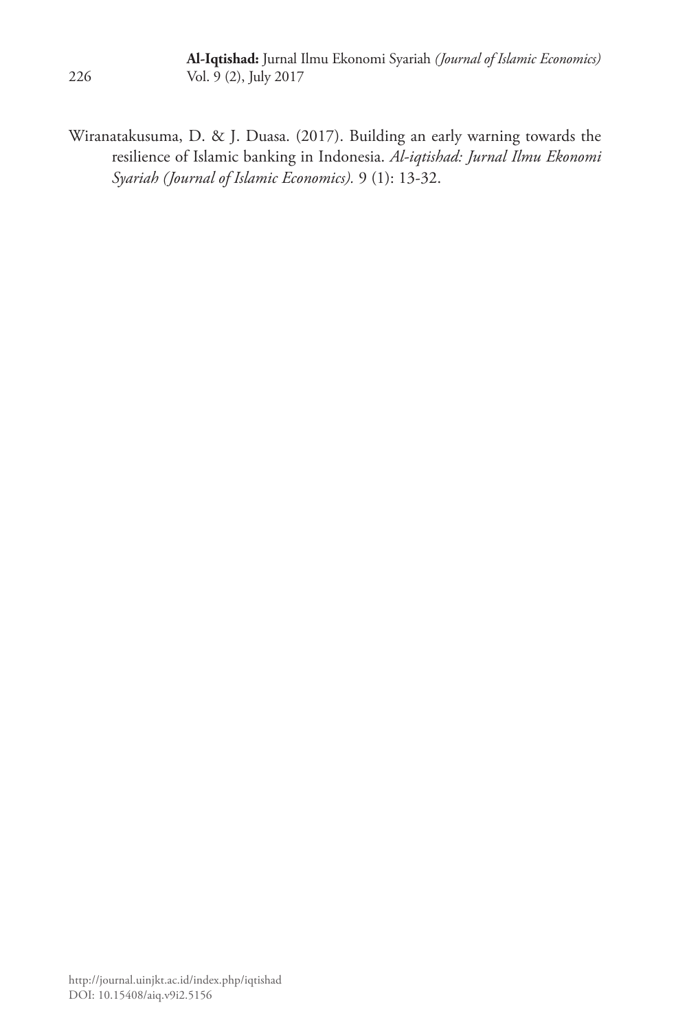Wiranatakusuma, D. & J. Duasa. (2017). Building an early warning towards the resilience of Islamic banking in Indonesia. *Al-iqtishad: Jurnal Ilmu Ekonomi Syariah (Journal of Islamic Economics).* 9 (1): 13-32.